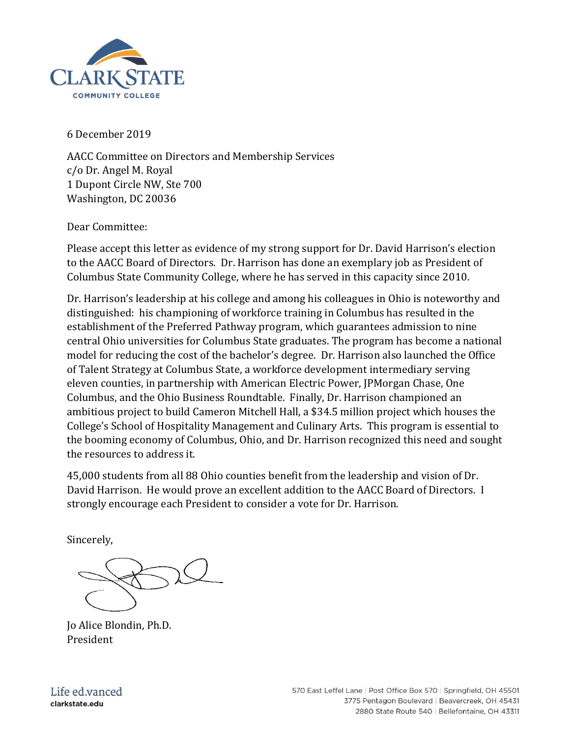CLARK STATE
COMMUNITY COLLEGE

6 December 2019

AACC Committee on Directors and Membership Services
c/o Dr. Angel M. Royal
1 Dupont Circle NW, Ste 700
Washington, DC 20036

Dear Committee:

Please accept this letter as evidence of my strong support for Dr. David Harrison's election to the AACC Board of Directors. Dr. Harrison has done an exemplary job as President of Columbus State Community College, where he has served in this capacity since 2010.

Dr. Harrison's leadership at his college and among his colleagues in Ohio is noteworthy and distinguished: his championing of workforce training in Columbus has resulted in the establishment of the Preferred Pathway program, which guarantees admission to nine central Ohio universities for Columbus State graduates. The program has become a national model for reducing the cost of the bachelor's degree. Dr. Harrison also launched the Office of Talent Strategy at Columbus State, a workforce development intermediary serving eleven counties, in partnership with American Electric Power, JPMorgan Chase, One Columbus, and the Ohio Business Roundtable. Finally, Dr. Harrison championed an ambitious project to build Cameron Mitchell Hall, a $34.5 million project which houses the College's School of Hospitality Management and Culinary Arts. This program is essential to the booming economy of Columbus, Ohio, and Dr. Harrison recognized this need and sought the resources to address it.

45,000 students from all 88 Ohio counties benefit from the leadership and vision of Dr. David Harrison. He would prove an excellent addition to the AACC Board of Directors. I strongly encourage each President to consider a vote for Dr. Harrison.

Sincerely,

Jo Alice Blondin, Ph.D.
President

Life ed.vanced
clarkstate.edu

570 East Leffel Lane | Post Office Box 570 | Springfield, OH 45501
3775 Pentagon Boulevard | Beavercreek, OH 45431
2880 State Route 540 | Bellefontaine, OH 43311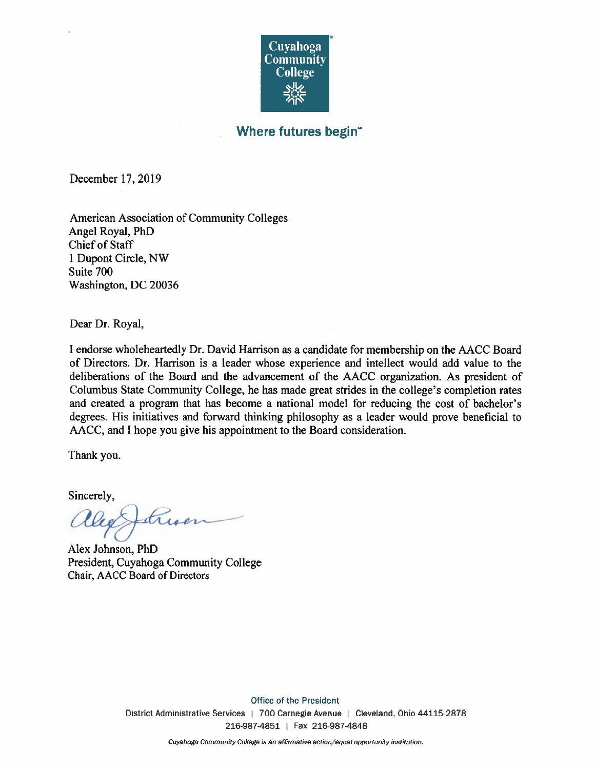Cuyahoga Community College

**Where futures begin**℠

December 17, 2019

American Association of Community Colleges
Angel Royal, PhD
Chief of Staff
1 Dupont Circle, NW
Suite 700
Washington, DC 20036

Dear Dr. Royal,

I endorse wholeheartedly Dr. David Harrison as a candidate for membership on the AACC Board of Directors. Dr. Harrison is a leader whose experience and intellect would add value to the deliberations of the Board and the advancement of the AACC organization. As president of Columbus State Community College, he has made great strides in the college's completion rates and created a program that has become a national model for reducing the cost of bachelor's degrees. His initiatives and forward thinking philosophy as a leader would prove beneficial to AACC, and I hope you give his appointment to the Board consideration.

Thank you.

Sincerely,

Alex Johnson, PhD
President, Cuyahoga Community College
Chair, AACC Board of Directors

Office of the President
District Administrative Services | 700 Carnegie Avenue | Cleveland, Ohio 44115-2878
216-987-4851 | Fax 216-987-4848

*Cuyahoga Community College is an affirmative action/equal opportunity institution.*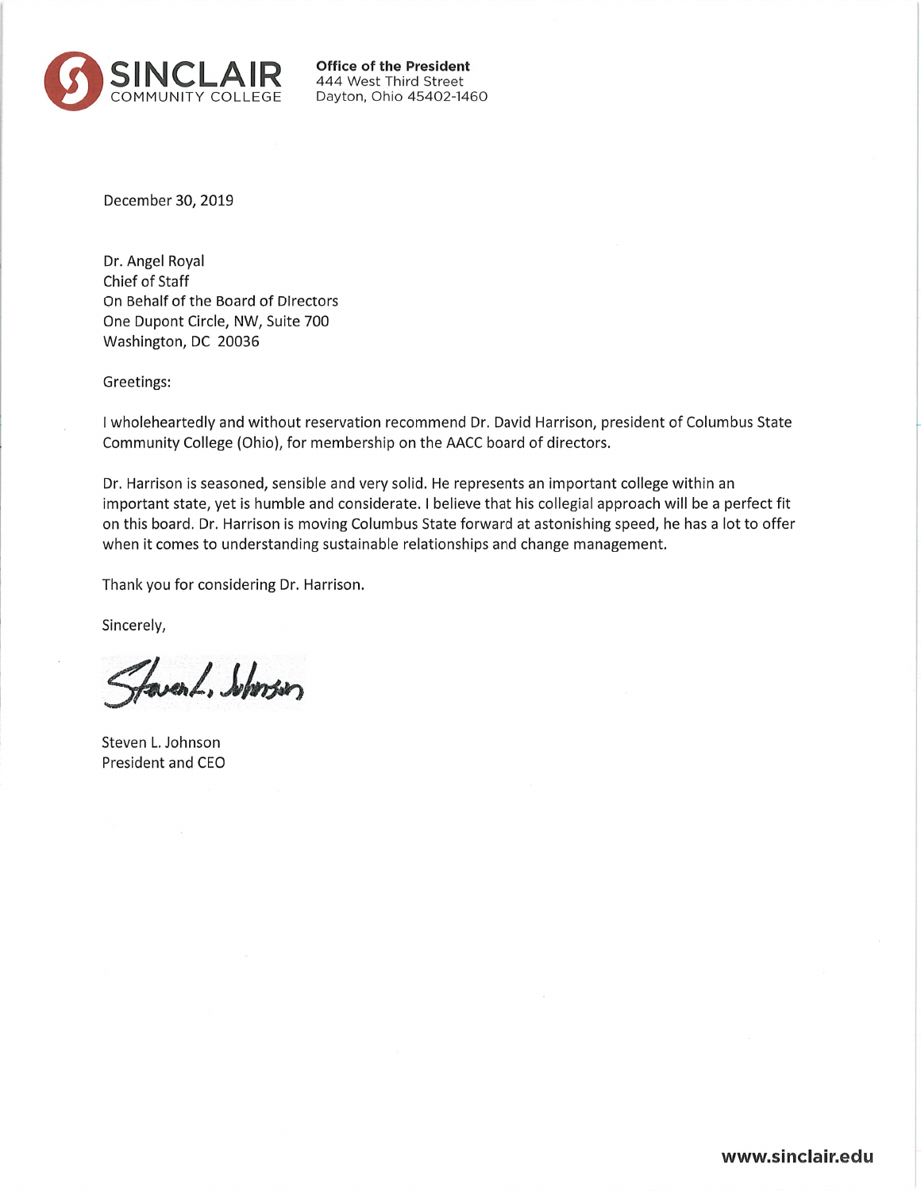**SINCLAIR**
COMMUNITY COLLEGE

**Office of the President**
444 West Third Street
Dayton, Ohio 45402-1460

December 30, 2019

Dr. Angel Royal
Chief of Staff
On Behalf of the Board of DIrectors
One Dupont Circle, NW, Suite 700
Washington, DC 20036

Greetings:

I wholeheartedly and without reservation recommend Dr. David Harrison, president of Columbus State Community College (Ohio), for membership on the AACC board of directors.

Dr. Harrison is seasoned, sensible and very solid. He represents an important college within an important state, yet is humble and considerate. I believe that his collegial approach will be a perfect fit on this board. Dr. Harrison is moving Columbus State forward at astonishing speed, he has a lot to offer when it comes to understanding sustainable relationships and change management.

Thank you for considering Dr. Harrison.

Sincerely,

Steven L. Johnson
President and CEO

**www.sinclair.edu**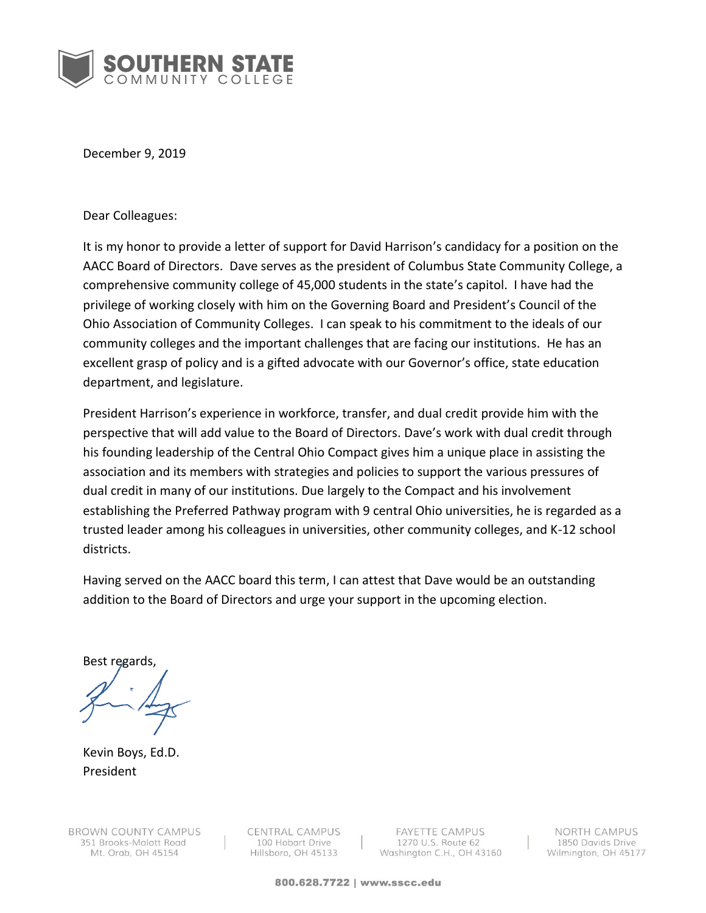**SOUTHERN STATE**
COMMUNITY COLLEGE

December 9, 2019

Dear Colleagues:

It is my honor to provide a letter of support for David Harrison's candidacy for a position on the AACC Board of Directors. Dave serves as the president of Columbus State Community College, a comprehensive community college of 45,000 students in the state's capitol. I have had the privilege of working closely with him on the Governing Board and President's Council of the Ohio Association of Community Colleges. I can speak to his commitment to the ideals of our community colleges and the important challenges that are facing our institutions. He has an excellent grasp of policy and is a gifted advocate with our Governor's office, state education department, and legislature.

President Harrison's experience in workforce, transfer, and dual credit provide him with the perspective that will add value to the Board of Directors. Dave's work with dual credit through his founding leadership of the Central Ohio Compact gives him a unique place in assisting the association and its members with strategies and policies to support the various pressures of dual credit in many of our institutions. Due largely to the Compact and his involvement establishing the Preferred Pathway program with 9 central Ohio universities, he is regarded as a trusted leader among his colleagues in universities, other community colleges, and K-12 school districts.

Having served on the AACC board this term, I can attest that Dave would be an outstanding addition to the Board of Directors and urge your support in the upcoming election.

Best regards,

Kevin Boys, Ed.D.
President

BROWN COUNTY CAMPUS
351 Brooks-Malott Road
Mt. Orab, OH 45154

CENTRAL CAMPUS
100 Hobart Drive
Hillsboro, OH 45133

FAYETTE CAMPUS
1270 U.S. Route 62
Washington C.H., OH 43160

NORTH CAMPUS
1850 Davids Drive
Wilmington, OH 45177

800.628.7722 | www.sscc.edu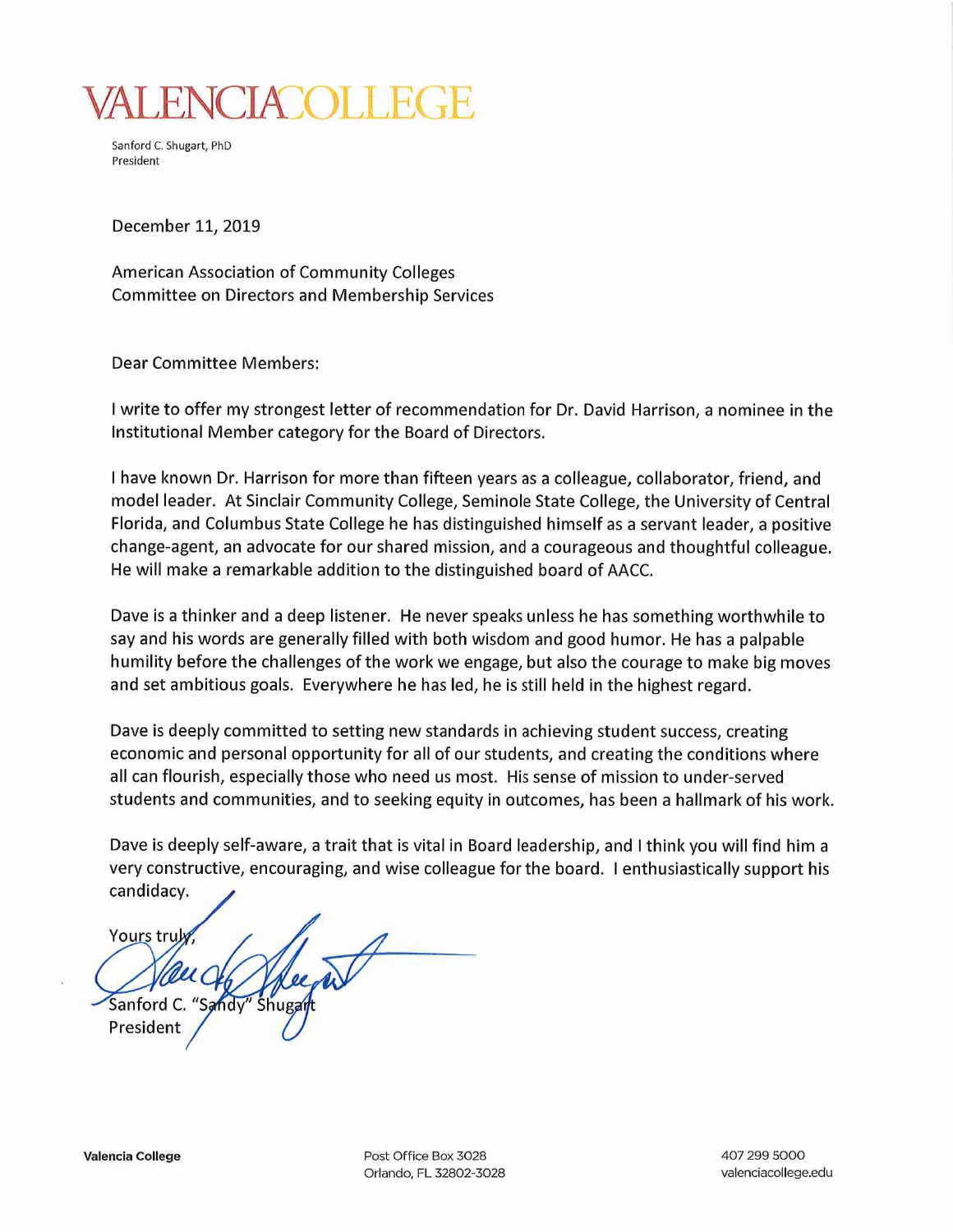# VALENCIACOLLEGE

Sanford C. Shugart, PhD
President

December 11, 2019

American Association of Community Colleges
Committee on Directors and Membership Services

Dear Committee Members:

I write to offer my strongest letter of recommendation for Dr. David Harrison, a nominee in the Institutional Member category for the Board of Directors.

I have known Dr. Harrison for more than fifteen years as a colleague, collaborator, friend, and model leader. At Sinclair Community College, Seminole State College, the University of Central Florida, and Columbus State College he has distinguished himself as a servant leader, a positive change-agent, an advocate for our shared mission, and a courageous and thoughtful colleague. He will make a remarkable addition to the distinguished board of AACC.

Dave is a thinker and a deep listener. He never speaks unless he has something worthwhile to say and his words are generally filled with both wisdom and good humor. He has a palpable humility before the challenges of the work we engage, but also the courage to make big moves and set ambitious goals. Everywhere he has led, he is still held in the highest regard.

Dave is deeply committed to setting new standards in achieving student success, creating economic and personal opportunity for all of our students, and creating the conditions where all can flourish, especially those who need us most. His sense of mission to under-served students and communities, and to seeking equity in outcomes, has been a hallmark of his work.

Dave is deeply self-aware, a trait that is vital in Board leadership, and I think you will find him a very constructive, encouraging, and wise colleague for the board. I enthusiastically support his candidacy.

Yours truly,

Sanford C. "Sandy" Shugart
President

**Valencia College**

Post Office Box 3028
Orlando, FL 32802-3028

407 299 5000
valenciacollege.edu